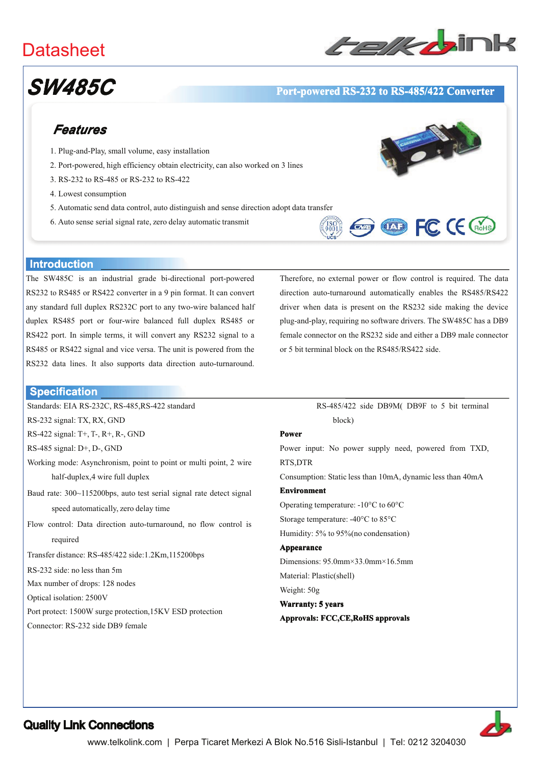Datasheet

# SW485C

**Port-powered RS-232 to RS-485/422 Converter**

## Features

1. Plug-and-Play, small volume, easy installation
2. Port-powered, high efficiency obtain electricity, can also worked on 3 lines
3. RS-232 to RS-485 or RS-232 to RS-422
4. Lowest consumption
5. Automatic send data control, auto distinguish and sense direction adopt data transfer
6. Auto sense serial signal rate, zero delay automatic transmit

## Introduction

The SW485C is an industrial grade bi-directional port-powered RS232 to RS485 or RS422 converter in a 9 pin format. It can convert any standard full duplex RS232C port to any two-wire balanced half duplex RS485 port or four-wire balanced full duplex RS485 or RS422 port. In simple terms, it will convert any RS232 signal to a RS485 or RS422 signal and vice versa. The unit is powered from the RS232 data lines. It also supports data direction auto-turnaround. Therefore, no external power or flow control is required. The data direction auto-turnaround automatically enables the RS485/RS422 driver when data is present on the RS232 side making the device plug-and-play, requiring no software drivers. The SW485C has a DB9 female connector on the RS232 side and either a DB9 male connector or 5 bit terminal block on the RS485/RS422 side.

## Specification

Standards: EIA RS-232C, RS-485,RS-422 standard

RS-232 signal: TX, RX, GND

RS-422 signal: T+, T-, R+, R-, GND

RS-485 signal: D+, D-, GND

Working mode: Asynchronism, point to point or multi point, 2 wire half-duplex,4 wire full duplex

Baud rate: 300~115200bps, auto test serial signal rate detect signal speed automatically, zero delay time

Flow control: Data direction auto-turnaround, no flow control is required

Transfer distance: RS-485/422 side:1.2Km,115200bps

RS-232 side: no less than 5m

Max number of drops: 128 nodes

Optical isolation: 2500V

Port protect: 1500W surge protection,15KV ESD protection

Connector: RS-232 side DB9 female

RS-485/422 side DB9M( DB9F to 5 bit terminal block)

**Power**

Power input: No power supply need, powered from TXD, RTS,DTR

Consumption: Static less than 10mA, dynamic less than 40mA

**Environment**

Operating temperature: -10°C to 60°C

Storage temperature: -40°C to 85°C

Humidity: 5% to 95%(no condensation)

**Appearance**

Dimensions: 95.0mm×33.0mm×16.5mm

Material: Plastic(shell)

Weight: 50g

**Warranty: 5 years**

**Approvals: FCC,CE,RoHS approvals**

**Quality Link Connections**

www.telkolink.com | Perpa Ticaret Merkezi A Blok No.516 Sisli-Istanbul | Tel: 0212 3204030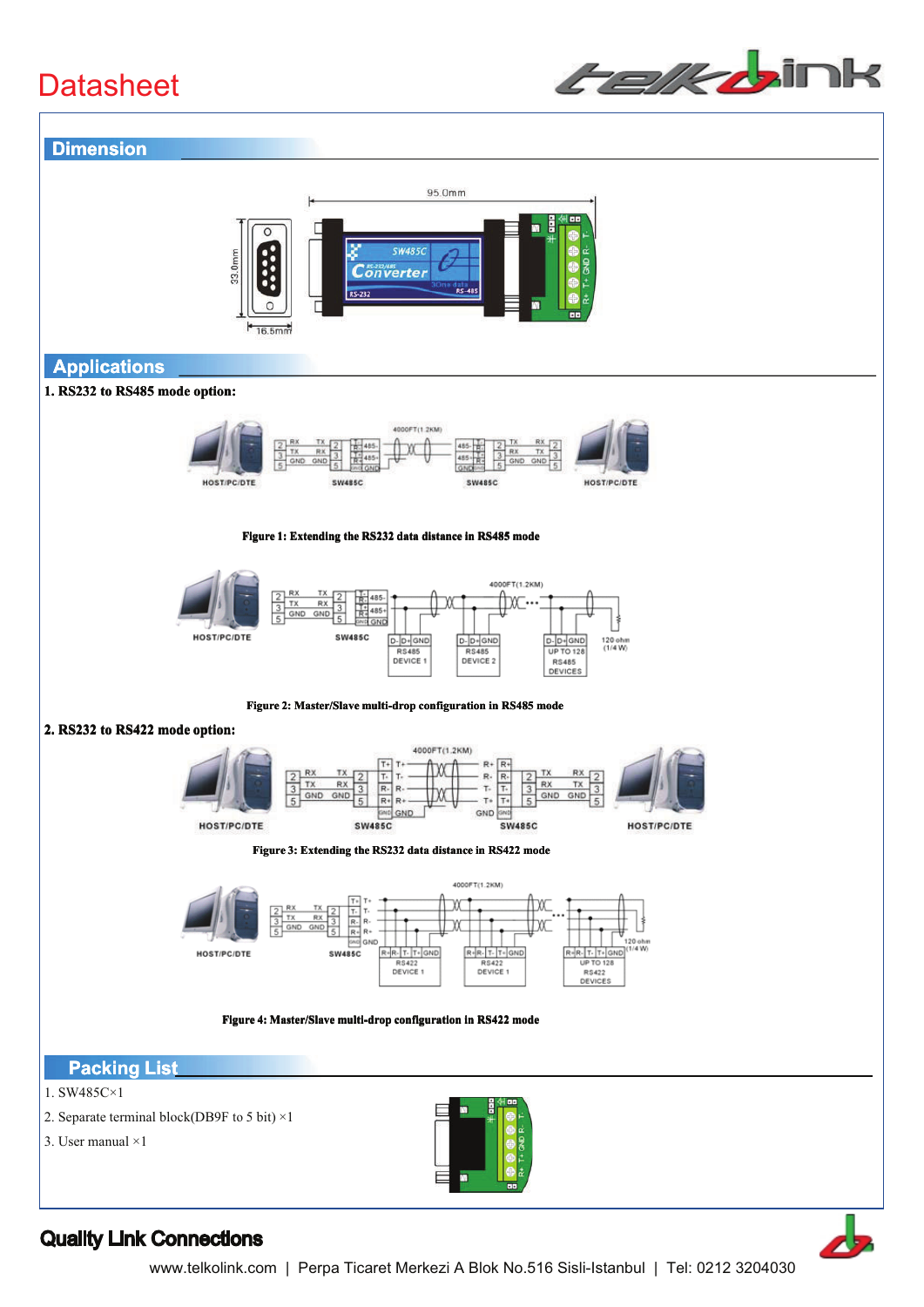# Datasheet

## Dimension

95.0mm

33.0mm

16.5mm

## Applications

**1. RS232 to RS485 mode option:**

**Figure 1: Extending the RS232 data distance in RS485 mode**

**Figure 2: Master/Slave multi-drop configuration in RS485 mode**

**2. RS232 to RS422 mode option:**

**Figure 3: Extending the RS232 data distance in RS422 mode**

**Figure 4: Master/Slave multi-drop configuration in RS422 mode**

## Packing List

1. SW485C×1
2. Separate terminal block(DB9F to 5 bit) ×1
3. User manual ×1

**Quality Link Connections**

www.telkolink.com | Perpa Ticaret Merkezi A Blok No.516 Sisli-Istanbul | Tel: 0212 3204030